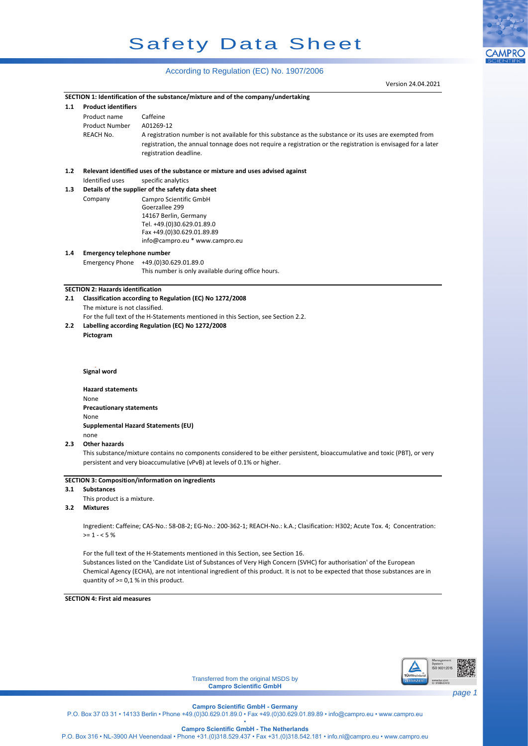# Safety Data Sheet

According to Regulation (EC) No. 1907/2006

Version 24.04.2021

## SECTION 1: Identification of the substance/mixture and of the company/undertaking

### 1.1 Product identifiers

| | |
|---|---|
| Product name | Caffeine |
| Product Number | A01269-12 |
| REACH No. | A registration number is not available for this substance as the substance or its uses are exempted from registration, the annual tonnage does not require a registration or the registration is envisaged for a later registration deadline. |

### 1.2 Relevant identified uses of the substance or mixture and uses advised against

Identified uses specific analytics

### 1.3 Details of the supplier of the safety data sheet

Company Campro Scientific GmbH
Goerzallee 299
14167 Berlin, Germany
Tel. +49.(0)30.629.01.89.0
Fax +49.(0)30.629.01.89.89
info@campro.eu * www.campro.eu

### 1.4 Emergency telephone number

Emergency Phone +49.(0)30.629.01.89.0
This number is only available during office hours.

## SECTION 2: Hazards identification

### 2.1 Classification according to Regulation (EC) No 1272/2008

The mixture is not classified.

For the full text of the H-Statements mentioned in this Section, see Section 2.2.

### 2.2 Labelling according Regulation (EC) No 1272/2008

**Pictogram**

**Signal word**

**Hazard statements**

None

**Precautionary statements**

None

**Supplemental Hazard Statements (EU)**

none

### 2.3 Other hazards

This substance/mixture contains no components considered to be either persistent, bioaccumulative and toxic (PBT), or very persistent and very bioaccumulative (vPvB) at levels of 0.1% or higher.

## SECTION 3: Composition/information on ingredients

### 3.1 Substances

This product is a mixture.

### 3.2 Mixtures

Ingredient: Caffeine; CAS-No.: 58-08-2; EG-No.: 200-362-1; REACH-No.: k.A.; Clasification: H302; Acute Tox. 4; Concentration: >= 1 - < 5 %

For the full text of the H-Statements mentioned in this Section, see Section 16.

Substances listed on the 'Candidate List of Substances of Very High Concern (SVHC) for authorisation' of the European Chemical Agency (ECHA), are not intentional ingredient of this product. It is not to be expected that those substances are in quantity of >= 0,1 % in this product.

## SECTION 4: First aid measures

Transferred from the original MSDS by
**Campro Scientific GmbH**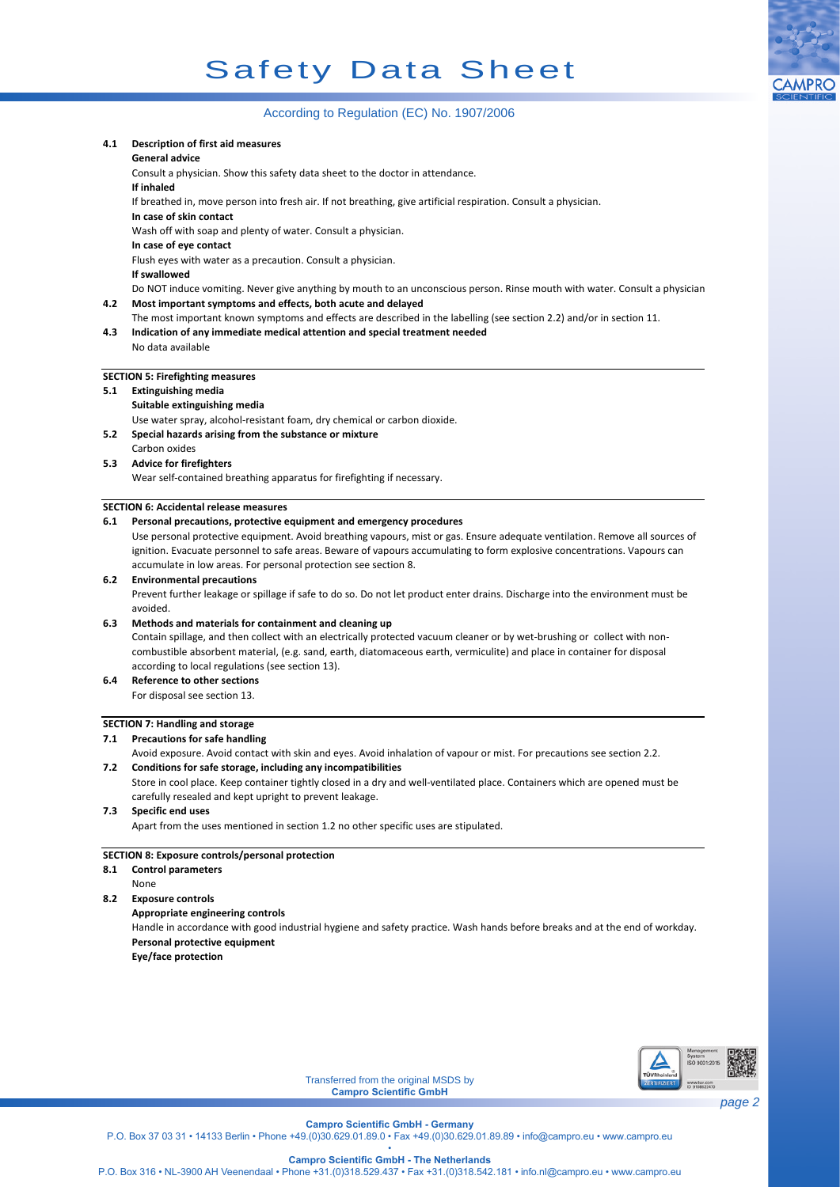**4.1 Description of first aid measures**

**General advice**

Consult a physician. Show this safety data sheet to the doctor in attendance.

**If inhaled**

If breathed in, move person into fresh air. If not breathing, give artificial respiration. Consult a physician.

**In case of skin contact**

Wash off with soap and plenty of water. Consult a physician.

**In case of eye contact**

Flush eyes with water as a precaution. Consult a physician.

**If swallowed**

Do NOT induce vomiting. Never give anything by mouth to an unconscious person. Rinse mouth with water. Consult a physician

**4.2 Most important symptoms and effects, both acute and delayed**

The most important known symptoms and effects are described in the labelling (see section 2.2) and/or in section 11.

**4.3 Indication of any immediate medical attention and special treatment needed**

No data available

## SECTION 5: Firefighting measures

**5.1 Extinguishing media**

**Suitable extinguishing media**

Use water spray, alcohol-resistant foam, dry chemical or carbon dioxide.

**5.2 Special hazards arising from the substance or mixture**

Carbon oxides

**5.3 Advice for firefighters**

Wear self-contained breathing apparatus for firefighting if necessary.

## SECTION 6: Accidental release measures

**6.1 Personal precautions, protective equipment and emergency procedures**

Use personal protective equipment. Avoid breathing vapours, mist or gas. Ensure adequate ventilation. Remove all sources of ignition. Evacuate personnel to safe areas. Beware of vapours accumulating to form explosive concentrations. Vapours can accumulate in low areas. For personal protection see section 8.

**6.2 Environmental precautions**

Prevent further leakage or spillage if safe to do so. Do not let product enter drains. Discharge into the environment must be avoided.

**6.3 Methods and materials for containment and cleaning up**

Contain spillage, and then collect with an electrically protected vacuum cleaner or by wet-brushing or collect with non-combustible absorbent material, (e.g. sand, earth, diatomaceous earth, vermiculite) and place in container for disposal according to local regulations (see section 13).

**6.4 Reference to other sections**

For disposal see section 13.

## SECTION 7: Handling and storage

**7.1 Precautions for safe handling**

Avoid exposure. Avoid contact with skin and eyes. Avoid inhalation of vapour or mist. For precautions see section 2.2.

**7.2 Conditions for safe storage, including any incompatibilities**

Store in cool place. Keep container tightly closed in a dry and well-ventilated place. Containers which are opened must be carefully resealed and kept upright to prevent leakage.

**7.3 Specific end uses**

Apart from the uses mentioned in section 1.2 no other specific uses are stipulated.

## SECTION 8: Exposure controls/personal protection

**8.1 Control parameters**

None

**8.2 Exposure controls**

**Appropriate engineering controls**

Handle in accordance with good industrial hygiene and safety practice. Wash hands before breaks and at the end of workday.

**Personal protective equipment**

**Eye/face protection**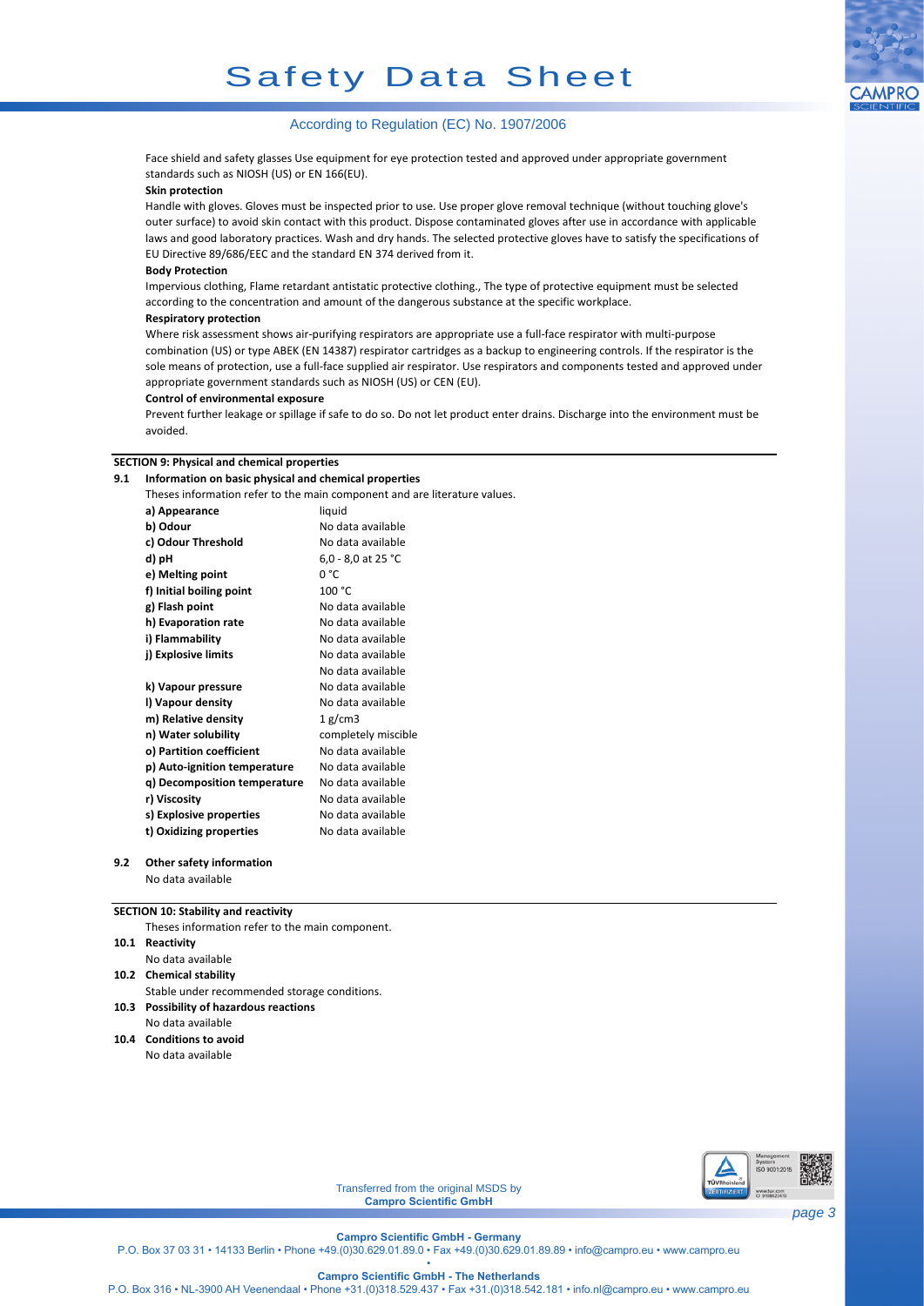Face shield and safety glasses Use equipment for eye protection tested and approved under appropriate government standards such as NIOSH (US) or EN 166(EU).

**Skin protection**

Handle with gloves. Gloves must be inspected prior to use. Use proper glove removal technique (without touching glove's outer surface) to avoid skin contact with this product. Dispose contaminated gloves after use in accordance with applicable laws and good laboratory practices. Wash and dry hands. The selected protective gloves have to satisfy the specifications of EU Directive 89/686/EEC and the standard EN 374 derived from it.

**Body Protection**

Impervious clothing, Flame retardant antistatic protective clothing., The type of protective equipment must be selected according to the concentration and amount of the dangerous substance at the specific workplace.

**Respiratory protection**

Where risk assessment shows air-purifying respirators are appropriate use a full-face respirator with multi-purpose combination (US) or type ABEK (EN 14387) respirator cartridges as a backup to engineering controls. If the respirator is the sole means of protection, use a full-face supplied air respirator. Use respirators and components tested and approved under appropriate government standards such as NIOSH (US) or CEN (EU).

**Control of environmental exposure**

Prevent further leakage or spillage if safe to do so. Do not let product enter drains. Discharge into the environment must be avoided.

## SECTION 9: Physical and chemical properties

### 9.1 Information on basic physical and chemical properties

Theses information refer to the main component and are literature values.

| | |
|---|---|
| **a) Appearance** | liquid |
| **b) Odour** | No data available |
| **c) Odour Threshold** | No data available |
| **d) pH** | 6,0 - 8,0 at 25 °C |
| **e) Melting point** | 0 °C |
| **f) Initial boiling point** | 100 °C |
| **g) Flash point** | No data available |
| **h) Evaporation rate** | No data available |
| **i) Flammability** | No data available |
| **j) Explosive limits** | No data available |
| | No data available |
| **k) Vapour pressure** | No data available |
| **l) Vapour density** | No data available |
| **m) Relative density** | 1 g/cm3 |
| **n) Water solubility** | completely miscible |
| **o) Partition coefficient** | No data available |
| **p) Auto-ignition temperature** | No data available |
| **q) Decomposition temperature** | No data available |
| **r) Viscosity** | No data available |
| **s) Explosive properties** | No data available |
| **t) Oxidizing properties** | No data available |

### 9.2 Other safety information

No data available

## SECTION 10: Stability and reactivity

Theses information refer to the main component.

### 10.1 Reactivity

No data available

### 10.2 Chemical stability

Stable under recommended storage conditions.

### 10.3 Possibility of hazardous reactions

No data available

### 10.4 Conditions to avoid

No data available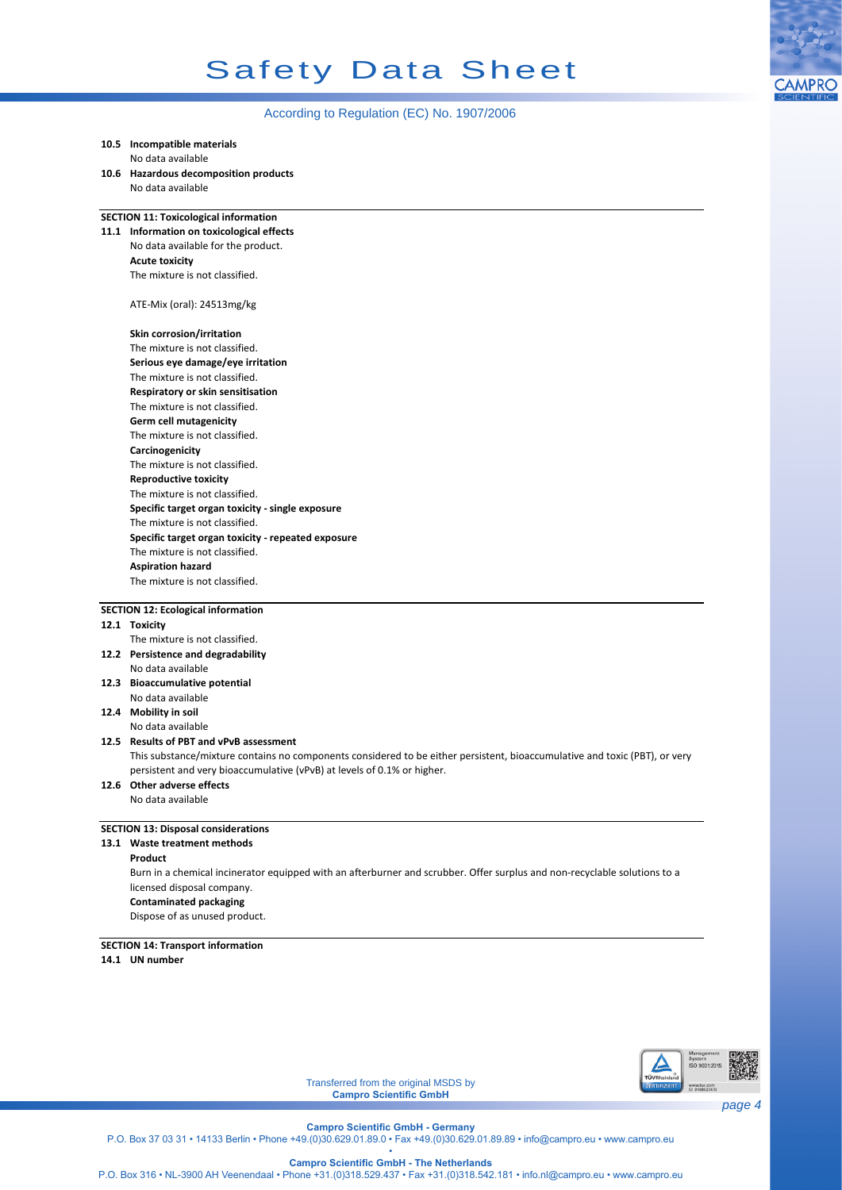**10.5 Incompatible materials**

No data available

**10.6 Hazardous decomposition products**

No data available

## SECTION 11: Toxicological information

**11.1 Information on toxicological effects**

No data available for the product.

**Acute toxicity**

The mixture is not classified.

ATE-Mix (oral): 24513mg/kg

**Skin corrosion/irritation**

The mixture is not classified.

**Serious eye damage/eye irritation**

The mixture is not classified.

**Respiratory or skin sensitisation**

The mixture is not classified.

**Germ cell mutagenicity**

The mixture is not classified.

**Carcinogenicity**

The mixture is not classified.

**Reproductive toxicity**

The mixture is not classified.

**Specific target organ toxicity - single exposure**

The mixture is not classified.

**Specific target organ toxicity - repeated exposure**

The mixture is not classified.

**Aspiration hazard**

The mixture is not classified.

## SECTION 12: Ecological information

**12.1 Toxicity**

The mixture is not classified.

**12.2 Persistence and degradability**

No data available

**12.3 Bioaccumulative potential**

No data available

**12.4 Mobility in soil**

No data available

**12.5 Results of PBT and vPvB assessment**

This substance/mixture contains no components considered to be either persistent, bioaccumulative and toxic (PBT), or very persistent and very bioaccumulative (vPvB) at levels of 0.1% or higher.

**12.6 Other adverse effects**

No data available

## SECTION 13: Disposal considerations

**13.1 Waste treatment methods**

**Product**

Burn in a chemical incinerator equipped with an afterburner and scrubber. Offer surplus and non-recyclable solutions to a licensed disposal company.

**Contaminated packaging**

Dispose of as unused product.

## SECTION 14: Transport information

**14.1 UN number**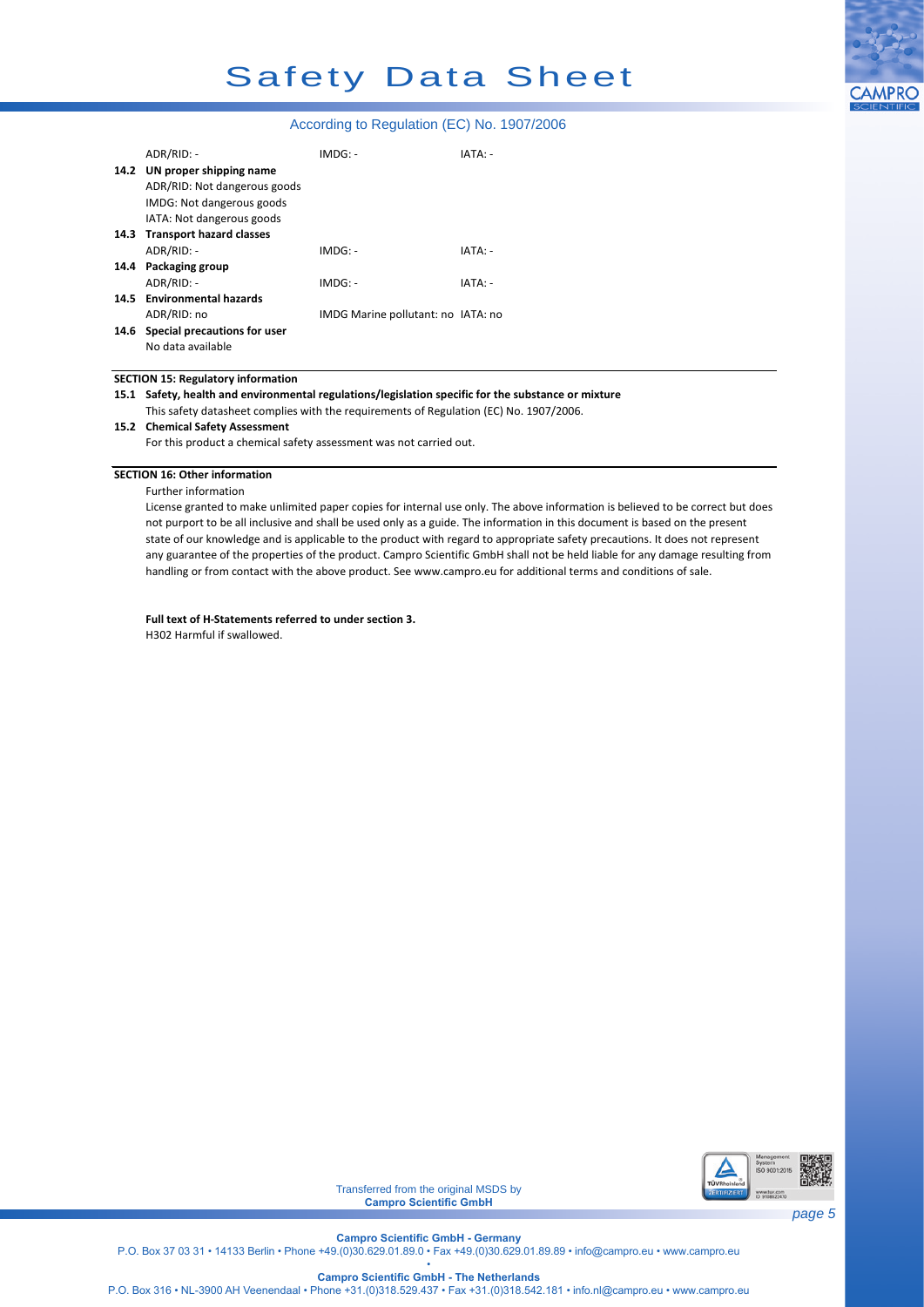| | | |
|---|---|---|
| ADR/RID: - | IMDG: - | IATA: - |

**14.2 UN proper shipping name**

ADR/RID: Not dangerous goods
IMDG: Not dangerous goods
IATA: Not dangerous goods

**14.3 Transport hazard classes**

| | | |
|---|---|---|
| ADR/RID: - | IMDG: - | IATA: - |

**14.4 Packaging group**

| | | |
|---|---|---|
| ADR/RID: - | IMDG: - | IATA: - |

**14.5 Environmental hazards**

| | | |
|---|---|---|
| ADR/RID: no | IMDG Marine pollutant: no | IATA: no |

**14.6 Special precautions for user**

No data available

## SECTION 15: Regulatory information

**15.1 Safety, health and environmental regulations/legislation specific for the substance or mixture**

This safety datasheet complies with the requirements of Regulation (EC) No. 1907/2006.

**15.2 Chemical Safety Assessment**

For this product a chemical safety assessment was not carried out.

## SECTION 16: Other information

Further information

License granted to make unlimited paper copies for internal use only. The above information is believed to be correct but does not purport to be all inclusive and shall be used only as a guide. The information in this document is based on the present state of our knowledge and is applicable to the product with regard to appropriate safety precautions. It does not represent any guarantee of the properties of the product. Campro Scientific GmbH shall not be held liable for any damage resulting from handling or from contact with the above product. See www.campro.eu for additional terms and conditions of sale.

**Full text of H-Statements referred to under section 3.**

H302 Harmful if swallowed.